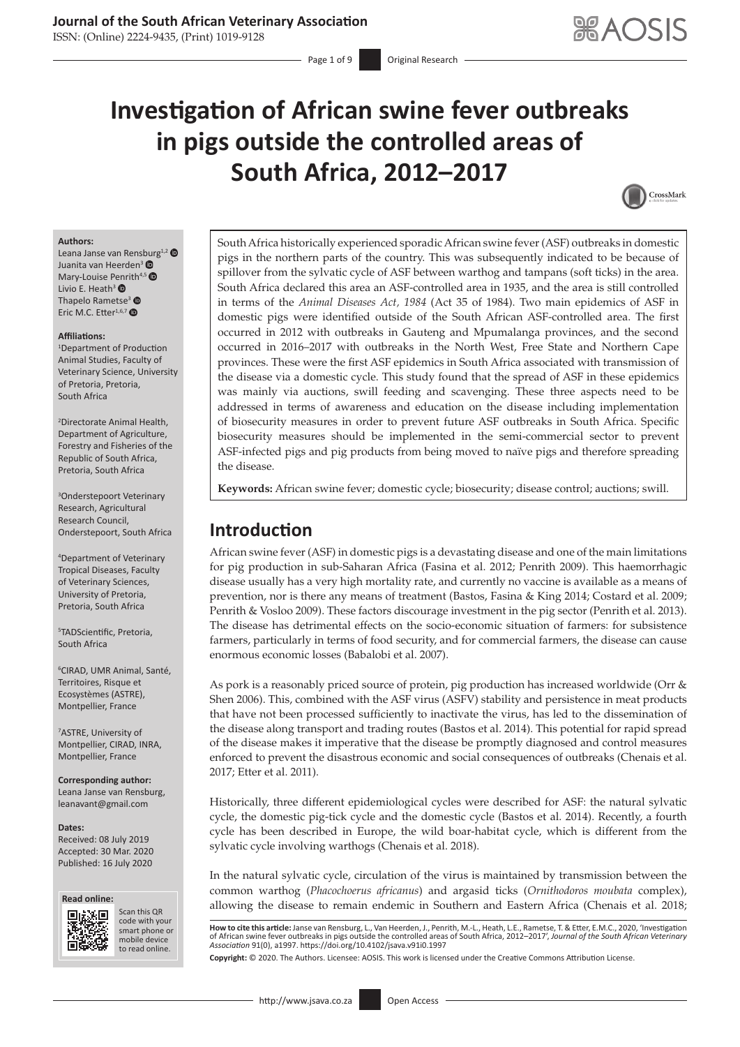# Investigation of African swine fever outbreaks in pigs outside the controlled areas of South Africa, 2012–2017

**Authors:**
Leana Janse van Rensburg[1,2]
Juanita van Heerden[3]
Mary-Louise Penrith[4,5]
Livio E. Heath[3]
Thapelo Rametse[3]
Eric M.C. Etter[1,6,7]

**Affiliations:**
[1]Department of Production Animal Studies, Faculty of Veterinary Science, University of Pretoria, Pretoria, South Africa

[2]Directorate Animal Health, Department of Agriculture, Forestry and Fisheries of the Republic of South Africa, Pretoria, South Africa

[3]Onderstepoort Veterinary Research, Agricultural Research Council, Onderstepoort, South Africa

[4]Department of Veterinary Tropical Diseases, Faculty of Veterinary Sciences, University of Pretoria, Pretoria, South Africa

[5]TADScientific, Pretoria, South Africa

[6]CIRAD, UMR Animal, Santé, Territoires, Risque et Ecosystèmes (ASTRE), Montpellier, France

[7]ASTRE, University of Montpellier, CIRAD, INRA, Montpellier, France

**Corresponding author:**
Leana Janse van Rensburg,
leanavant@gmail.com

**Dates:**
Received: 08 July 2019
Accepted: 30 Mar. 2020
Published: 16 July 2020

South Africa historically experienced sporadic African swine fever (ASF) outbreaks in domestic pigs in the northern parts of the country. This was subsequently indicated to be because of spillover from the sylvatic cycle of ASF between warthog and tampans (soft ticks) in the area. South Africa declared this area an ASF-controlled area in 1935, and the area is still controlled in terms of the *Animal Diseases Act, 1984* (Act 35 of 1984). Two main epidemics of ASF in domestic pigs were identified outside of the South African ASF-controlled area. The first occurred in 2012 with outbreaks in Gauteng and Mpumalanga provinces, and the second occurred in 2016–2017 with outbreaks in the North West, Free State and Northern Cape provinces. These were the first ASF epidemics in South Africa associated with transmission of the disease via a domestic cycle. This study found that the spread of ASF in these epidemics was mainly via auctions, swill feeding and scavenging. These three aspects need to be addressed in terms of awareness and education on the disease including implementation of biosecurity measures in order to prevent future ASF outbreaks in South Africa. Specific biosecurity measures should be implemented in the semi-commercial sector to prevent ASF-infected pigs and pig products from being moved to naïve pigs and therefore spreading the disease.

**Keywords:** African swine fever; domestic cycle; biosecurity; disease control; auctions; swill.

## Introduction

African swine fever (ASF) in domestic pigs is a devastating disease and one of the main limitations for pig production in sub-Saharan Africa (Fasina et al. 2012; Penrith 2009). This haemorrhagic disease usually has a very high mortality rate, and currently no vaccine is available as a means of prevention, nor is there any means of treatment (Bastos, Fasina & King 2014; Costard et al. 2009; Penrith & Vosloo 2009). These factors discourage investment in the pig sector (Penrith et al. 2013). The disease has detrimental effects on the socio-economic situation of farmers: for subsistence farmers, particularly in terms of food security, and for commercial farmers, the disease can cause enormous economic losses (Babalobi et al. 2007).

As pork is a reasonably priced source of protein, pig production has increased worldwide (Orr & Shen 2006). This, combined with the ASF virus (ASFV) stability and persistence in meat products that have not been processed sufficiently to inactivate the virus, has led to the dissemination of the disease along transport and trading routes (Bastos et al. 2014). This potential for rapid spread of the disease makes it imperative that the disease be promptly diagnosed and control measures enforced to prevent the disastrous economic and social consequences of outbreaks (Chenais et al. 2017; Etter et al. 2011).

Historically, three different epidemiological cycles were described for ASF: the natural sylvatic cycle, the domestic pig-tick cycle and the domestic cycle (Bastos et al. 2014). Recently, a fourth cycle has been described in Europe, the wild boar-habitat cycle, which is different from the sylvatic cycle involving warthogs (Chenais et al. 2018).

In the natural sylvatic cycle, circulation of the virus is maintained by transmission between the common warthog (*Phacochoerus africanus*) and argasid ticks (*Ornithodoros moubata* complex), allowing the disease to remain endemic in Southern and Eastern Africa (Chenais et al. 2018;

**How to cite this article:** Janse van Rensburg, L., Van Heerden, J., Penrith, M.-L., Heath, L.E., Rametse, T. & Etter, E.M.C., 2020, 'Investigation of African swine fever outbreaks in pigs outside the controlled areas of South Africa, 2012–2017', *Journal of the South African Veterinary Association* 91(0), a1997. https://doi.org/10.4102/jsava.v91i0.1997

**Copyright:** © 2020. The Authors. Licensee: AOSIS. This work is licensed under the Creative Commons Attribution License.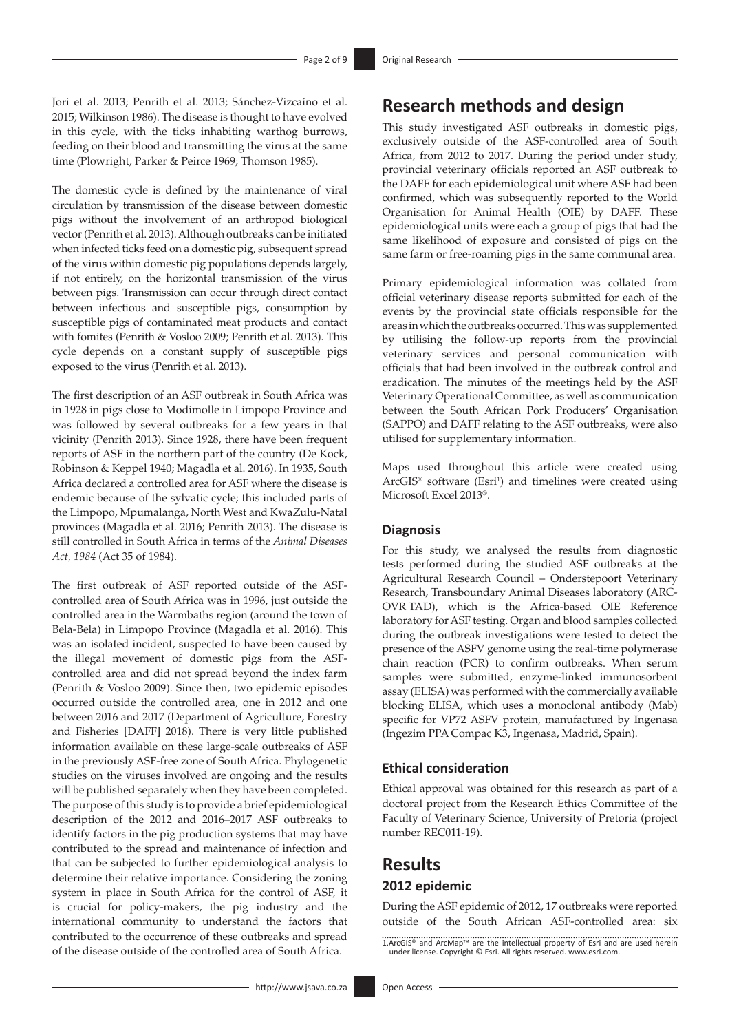Jori et al. 2013; Penrith et al. 2013; Sánchez-Vizcaíno et al. 2015; Wilkinson 1986). The disease is thought to have evolved in this cycle, with the ticks inhabiting warthog burrows, feeding on their blood and transmitting the virus at the same time (Plowright, Parker & Peirce 1969; Thomson 1985).

The domestic cycle is defined by the maintenance of viral circulation by transmission of the disease between domestic pigs without the involvement of an arthropod biological vector (Penrith et al. 2013). Although outbreaks can be initiated when infected ticks feed on a domestic pig, subsequent spread of the virus within domestic pig populations depends largely, if not entirely, on the horizontal transmission of the virus between pigs. Transmission can occur through direct contact between infectious and susceptible pigs, consumption by susceptible pigs of contaminated meat products and contact with fomites (Penrith & Vosloo 2009; Penrith et al. 2013). This cycle depends on a constant supply of susceptible pigs exposed to the virus (Penrith et al. 2013).

The first description of an ASF outbreak in South Africa was in 1928 in pigs close to Modimolle in Limpopo Province and was followed by several outbreaks for a few years in that vicinity (Penrith 2013). Since 1928, there have been frequent reports of ASF in the northern part of the country (De Kock, Robinson & Keppel 1940; Magadla et al. 2016). In 1935, South Africa declared a controlled area for ASF where the disease is endemic because of the sylvatic cycle; this included parts of the Limpopo, Mpumalanga, North West and KwaZulu-Natal provinces (Magadla et al. 2016; Penrith 2013). The disease is still controlled in South Africa in terms of the *Animal Diseases Act, 1984* (Act 35 of 1984).

The first outbreak of ASF reported outside of the ASF-controlled area of South Africa was in 1996, just outside the controlled area in the Warmbaths region (around the town of Bela-Bela) in Limpopo Province (Magadla et al. 2016). This was an isolated incident, suspected to have been caused by the illegal movement of domestic pigs from the ASF-controlled area and did not spread beyond the index farm (Penrith & Vosloo 2009). Since then, two epidemic episodes occurred outside the controlled area, one in 2012 and one between 2016 and 2017 (Department of Agriculture, Forestry and Fisheries [DAFF] 2018). There is very little published information available on these large-scale outbreaks of ASF in the previously ASF-free zone of South Africa. Phylogenetic studies on the viruses involved are ongoing and the results will be published separately when they have been completed. The purpose of this study is to provide a brief epidemiological description of the 2012 and 2016–2017 ASF outbreaks to identify factors in the pig production systems that may have contributed to the spread and maintenance of infection and that can be subjected to further epidemiological analysis to determine their relative importance. Considering the zoning system in place in South Africa for the control of ASF, it is crucial for policy-makers, the pig industry and the international community to understand the factors that contributed to the occurrence of these outbreaks and spread of the disease outside of the controlled area of South Africa.

## Research methods and design

This study investigated ASF outbreaks in domestic pigs, exclusively outside of the ASF-controlled area of South Africa, from 2012 to 2017. During the period under study, provincial veterinary officials reported an ASF outbreak to the DAFF for each epidemiological unit where ASF had been confirmed, which was subsequently reported to the World Organisation for Animal Health (OIE) by DAFF. These epidemiological units were each a group of pigs that had the same likelihood of exposure and consisted of pigs on the same farm or free-roaming pigs in the same communal area.

Primary epidemiological information was collated from official veterinary disease reports submitted for each of the events by the provincial state officials responsible for the areas in which the outbreaks occurred. This was supplemented by utilising the follow-up reports from the provincial veterinary services and personal communication with officials that had been involved in the outbreak control and eradication. The minutes of the meetings held by the ASF Veterinary Operational Committee, as well as communication between the South African Pork Producers' Organisation (SAPPO) and DAFF relating to the ASF outbreaks, were also utilised for supplementary information.

Maps used throughout this article were created using ArcGIS® software (Esri[1]) and timelines were created using Microsoft Excel 2013®.

### Diagnosis

For this study, we analysed the results from diagnostic tests performed during the studied ASF outbreaks at the Agricultural Research Council – Onderstepoort Veterinary Research, Transboundary Animal Diseases laboratory (ARC-OVR TAD), which is the Africa-based OIE Reference laboratory for ASF testing. Organ and blood samples collected during the outbreak investigations were tested to detect the presence of the ASFV genome using the real-time polymerase chain reaction (PCR) to confirm outbreaks. When serum samples were submitted, enzyme-linked immunosorbent assay (ELISA) was performed with the commercially available blocking ELISA, which uses a monoclonal antibody (Mab) specific for VP72 ASFV protein, manufactured by Ingenasa (Ingezim PPA Compac K3, Ingenasa, Madrid, Spain).

### Ethical consideration

Ethical approval was obtained for this research as part of a doctoral project from the Research Ethics Committee of the Faculty of Veterinary Science, University of Pretoria (project number REC011-19).

## Results

### 2012 epidemic

During the ASF epidemic of 2012, 17 outbreaks were reported outside of the South African ASF-controlled area: six

1. ArcGIS® and ArcMap™ are the intellectual property of Esri and are used herein under license. Copyright © Esri. All rights reserved. www.esri.com.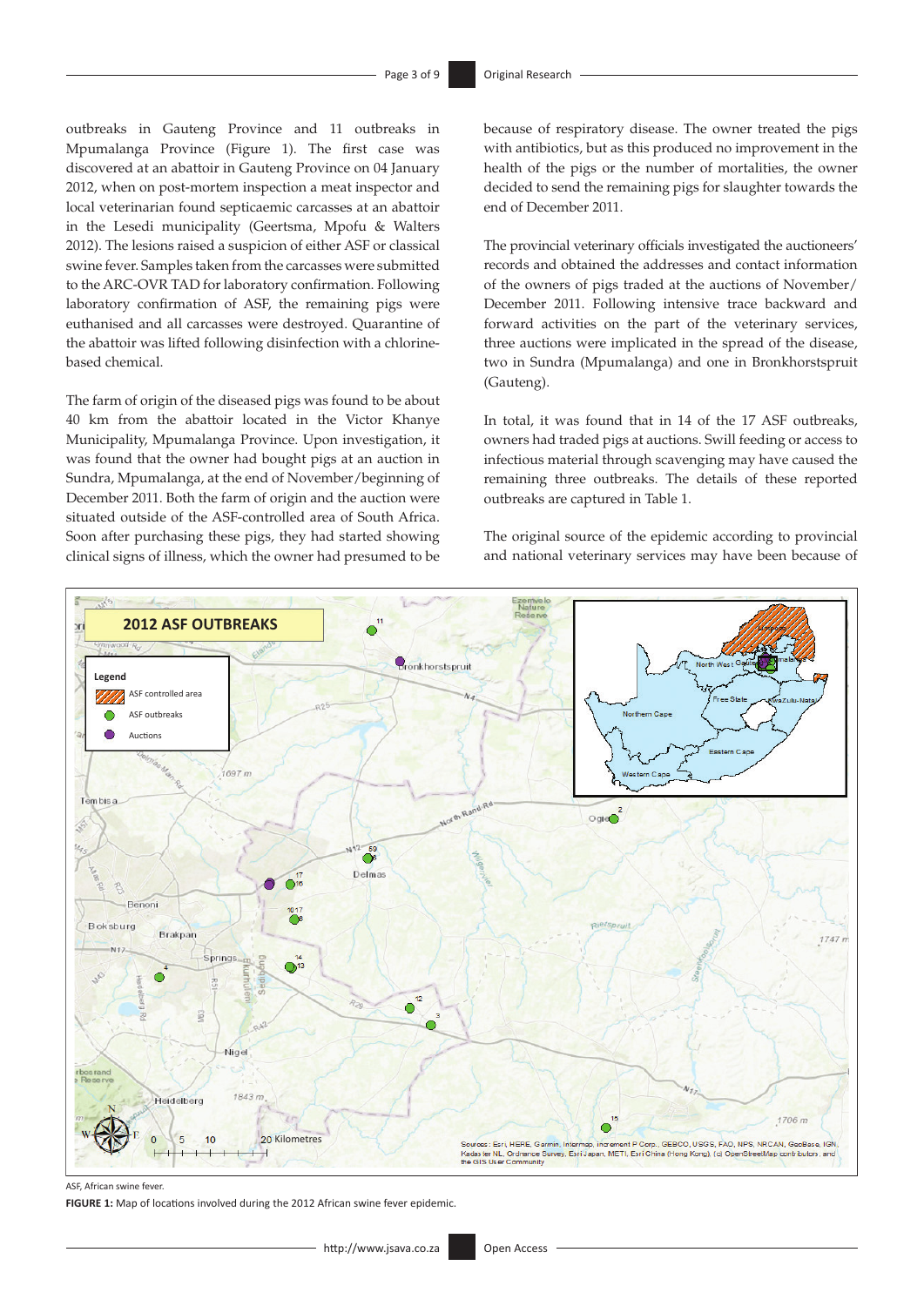outbreaks in Gauteng Province and 11 outbreaks in Mpumalanga Province (Figure 1). The first case was discovered at an abattoir in Gauteng Province on 04 January 2012, when on post-mortem inspection a meat inspector and local veterinarian found septicaemic carcasses at an abattoir in the Lesedi municipality (Geertsma, Mpofu & Walters 2012). The lesions raised a suspicion of either ASF or classical swine fever. Samples taken from the carcasses were submitted to the ARC-OVR TAD for laboratory confirmation. Following laboratory confirmation of ASF, the remaining pigs were euthanised and all carcasses were destroyed. Quarantine of the abattoir was lifted following disinfection with a chlorine-based chemical.

The farm of origin of the diseased pigs was found to be about 40 km from the abattoir located in the Victor Khanye Municipality, Mpumalanga Province. Upon investigation, it was found that the owner had bought pigs at an auction in Sundra, Mpumalanga, at the end of November/beginning of December 2011. Both the farm of origin and the auction were situated outside of the ASF-controlled area of South Africa. Soon after purchasing these pigs, they had started showing clinical signs of illness, which the owner had presumed to be because of respiratory disease. The owner treated the pigs with antibiotics, but as this produced no improvement in the health of the pigs or the number of mortalities, the owner decided to send the remaining pigs for slaughter towards the end of December 2011.

The provincial veterinary officials investigated the auctioneers' records and obtained the addresses and contact information of the owners of pigs traded at the auctions of November/December 2011. Following intensive trace backward and forward activities on the part of the veterinary services, three auctions were implicated in the spread of the disease, two in Sundra (Mpumalanga) and one in Bronkhorstspruit (Gauteng).

In total, it was found that in 14 of the 17 ASF outbreaks, owners had traded pigs at auctions. Swill feeding or access to infectious material through scavenging may have caused the remaining three outbreaks. The details of these reported outbreaks are captured in Table 1.

The original source of the epidemic according to provincial and national veterinary services may have been because of

ASF, African swine fever.

**FIGURE 1:** Map of locations involved during the 2012 African swine fever epidemic.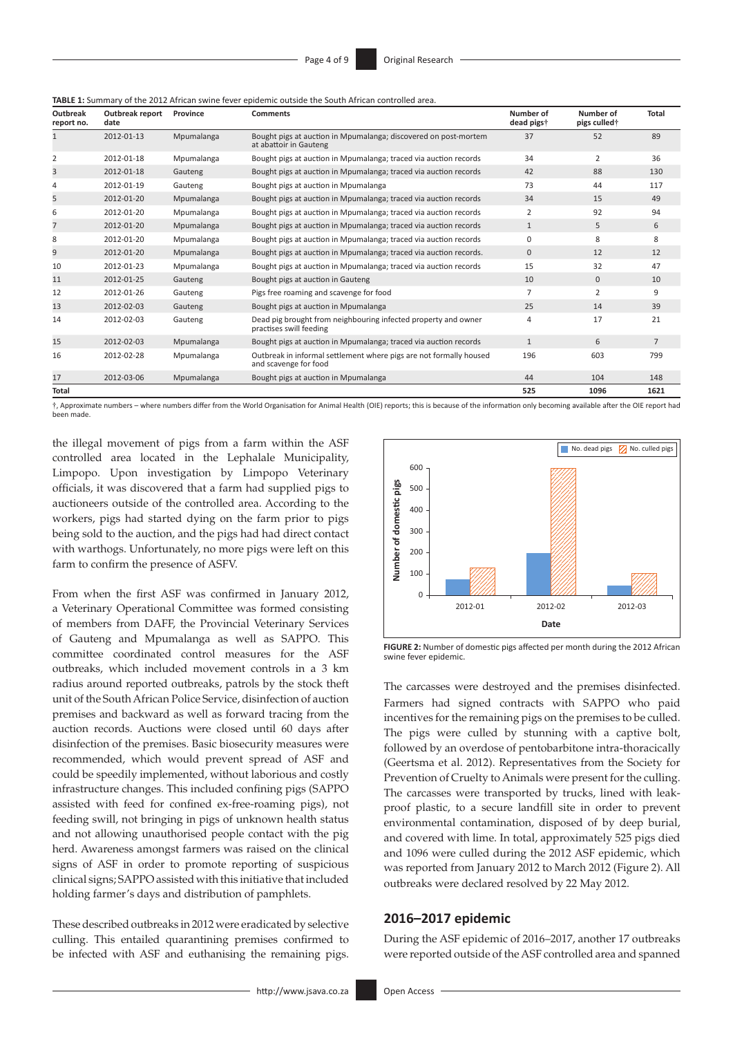**TABLE 1:** Summary of the 2012 African swine fever epidemic outside the South African controlled area.

| Outbreak report no. | Outbreak report date | Province | Comments | Number of dead pigs† | Number of pigs culled† | Total |
|---|---|---|---|---|---|---|
| 1 | 2012-01-13 | Mpumalanga | Bought pigs at auction in Mpumalanga; discovered on post-mortem at abattoir in Gauteng | 37 | 52 | 89 |
| 2 | 2012-01-18 | Mpumalanga | Bought pigs at auction in Mpumalanga; traced via auction records | 34 | 2 | 36 |
| 3 | 2012-01-18 | Gauteng | Bought pigs at auction in Mpumalanga; traced via auction records | 42 | 88 | 130 |
| 4 | 2012-01-19 | Gauteng | Bought pigs at auction in Mpumalanga | 73 | 44 | 117 |
| 5 | 2012-01-20 | Mpumalanga | Bought pigs at auction in Mpumalanga; traced via auction records | 34 | 15 | 49 |
| 6 | 2012-01-20 | Mpumalanga | Bought pigs at auction in Mpumalanga; traced via auction records | 2 | 92 | 94 |
| 7 | 2012-01-20 | Mpumalanga | Bought pigs at auction in Mpumalanga; traced via auction records | 1 | 5 | 6 |
| 8 | 2012-01-20 | Mpumalanga | Bought pigs at auction in Mpumalanga; traced via auction records | 0 | 8 | 8 |
| 9 | 2012-01-20 | Mpumalanga | Bought pigs at auction in Mpumalanga; traced via auction records. | 0 | 12 | 12 |
| 10 | 2012-01-23 | Mpumalanga | Bought pigs at auction in Mpumalanga; traced via auction records | 15 | 32 | 47 |
| 11 | 2012-01-25 | Gauteng | Bought pigs at auction in Gauteng | 10 | 0 | 10 |
| 12 | 2012-01-26 | Gauteng | Pigs free roaming and scavenge for food | 7 | 2 | 9 |
| 13 | 2012-02-03 | Gauteng | Bought pigs at auction in Mpumalanga | 25 | 14 | 39 |
| 14 | 2012-02-03 | Gauteng | Dead pig brought from neighbouring infected property and owner practises swill feeding | 4 | 17 | 21 |
| 15 | 2012-02-03 | Mpumalanga | Bought pigs at auction in Mpumalanga; traced via auction records | 1 | 6 | 7 |
| 16 | 2012-02-28 | Mpumalanga | Outbreak in informal settlement where pigs are not formally housed and scavenge for food | 196 | 603 | 799 |
| 17 | 2012-03-06 | Mpumalanga | Bought pigs at auction in Mpumalanga | 44 | 104 | 148 |
| **Total** | | | | **525** | **1096** | **1621** |

†, Approximate numbers – where numbers differ from the World Organisation for Animal Health (OIE) reports; this is because of the information only becoming available after the OIE report had been made.

the illegal movement of pigs from a farm within the ASF controlled area located in the Lephalale Municipality, Limpopo. Upon investigation by Limpopo Veterinary officials, it was discovered that a farm had supplied pigs to auctioneers outside of the controlled area. According to the workers, pigs had started dying on the farm prior to pigs being sold to the auction, and the pigs had had direct contact with warthogs. Unfortunately, no more pigs were left on this farm to confirm the presence of ASFV.

From when the first ASF was confirmed in January 2012, a Veterinary Operational Committee was formed consisting of members from DAFF, the Provincial Veterinary Services of Gauteng and Mpumalanga as well as SAPPO. This committee coordinated control measures for the ASF outbreaks, which included movement controls in a 3 km radius around reported outbreaks, patrols by the stock theft unit of the South African Police Service, disinfection of auction premises and backward as well as forward tracing from the auction records. Auctions were closed until 60 days after disinfection of the premises. Basic biosecurity measures were recommended, which would prevent spread of ASF and could be speedily implemented, without laborious and costly infrastructure changes. This included confining pigs (SAPPO assisted with feed for confined ex-free-roaming pigs), not feeding swill, not bringing in pigs of unknown health status and not allowing unauthorised people contact with the pig herd. Awareness amongst farmers was raised on the clinical signs of ASF in order to promote reporting of suspicious clinical signs; SAPPO assisted with this initiative that included holding farmer's days and distribution of pamphlets.

These described outbreaks in 2012 were eradicated by selective culling. This entailed quarantining premises confirmed to be infected with ASF and euthanising the remaining pigs.

**FIGURE 2:** Number of domestic pigs affected per month during the 2012 African swine fever epidemic.

The carcasses were destroyed and the premises disinfected. Farmers had signed contracts with SAPPO who paid incentives for the remaining pigs on the premises to be culled. The pigs were culled by stunning with a captive bolt, followed by an overdose of pentobarbitone intra-thoracically (Geertsma et al. 2012). Representatives from the Society for Prevention of Cruelty to Animals were present for the culling. The carcasses were transported by trucks, lined with leak-proof plastic, to a secure landfill site in order to prevent environmental contamination, disposed of by deep burial, and covered with lime. In total, approximately 525 pigs died and 1096 were culled during the 2012 ASF epidemic, which was reported from January 2012 to March 2012 (Figure 2). All outbreaks were declared resolved by 22 May 2012.

## 2016–2017 epidemic

During the ASF epidemic of 2016–2017, another 17 outbreaks were reported outside of the ASF controlled area and spanned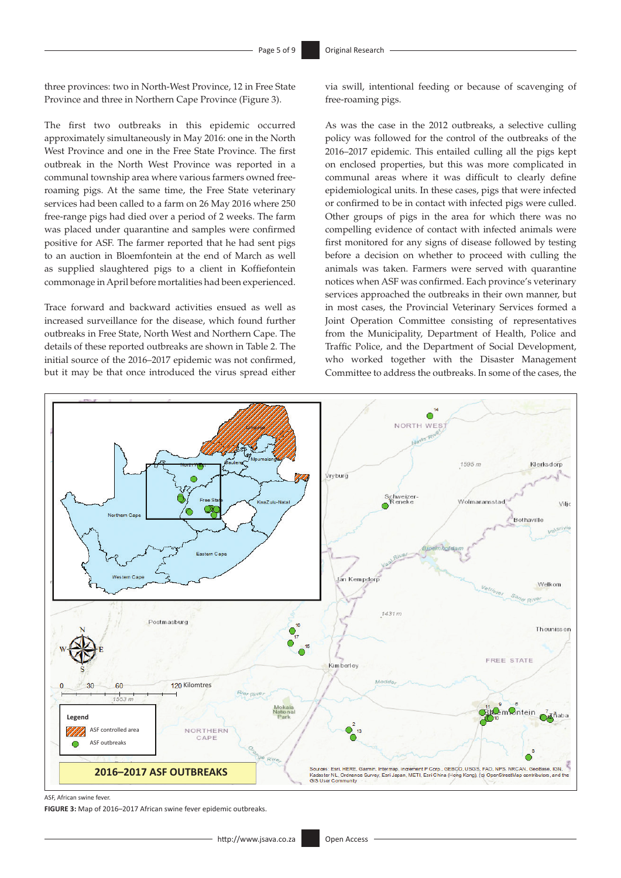three provinces: two in North-West Province, 12 in Free State Province and three in Northern Cape Province (Figure 3).

The first two outbreaks in this epidemic occurred approximately simultaneously in May 2016: one in the North West Province and one in the Free State Province. The first outbreak in the North West Province was reported in a communal township area where various farmers owned free-roaming pigs. At the same time, the Free State veterinary services had been called to a farm on 26 May 2016 where 250 free-range pigs had died over a period of 2 weeks. The farm was placed under quarantine and samples were confirmed positive for ASF. The farmer reported that he had sent pigs to an auction in Bloemfontein at the end of March as well as supplied slaughtered pigs to a client in Koffiefontein commonage in April before mortalities had been experienced.

Trace forward and backward activities ensued as well as increased surveillance for the disease, which found further outbreaks in Free State, North West and Northern Cape. The details of these reported outbreaks are shown in Table 2. The initial source of the 2016–2017 epidemic was not confirmed, but it may be that once introduced the virus spread either via swill, intentional feeding or because of scavenging of free-roaming pigs.

As was the case in the 2012 outbreaks, a selective culling policy was followed for the control of the outbreaks of the 2016–2017 epidemic. This entailed culling all the pigs kept on enclosed properties, but this was more complicated in communal areas where it was difficult to clearly define epidemiological units. In these cases, pigs that were infected or confirmed to be in contact with infected pigs were culled. Other groups of pigs in the area for which there was no compelling evidence of contact with infected animals were first monitored for any signs of disease followed by testing before a decision on whether to proceed with culling the animals was taken. Farmers were served with quarantine notices when ASF was confirmed. Each province's veterinary services approached the outbreaks in their own manner, but in most cases, the Provincial Veterinary Services formed a Joint Operation Committee consisting of representatives from the Municipality, Department of Health, Police and Traffic Police, and the Department of Social Development, who worked together with the Disaster Management Committee to address the outbreaks. In some of the cases, the

ASF, African swine fever.

**FIGURE 3:** Map of 2016–2017 African swine fever epidemic outbreaks.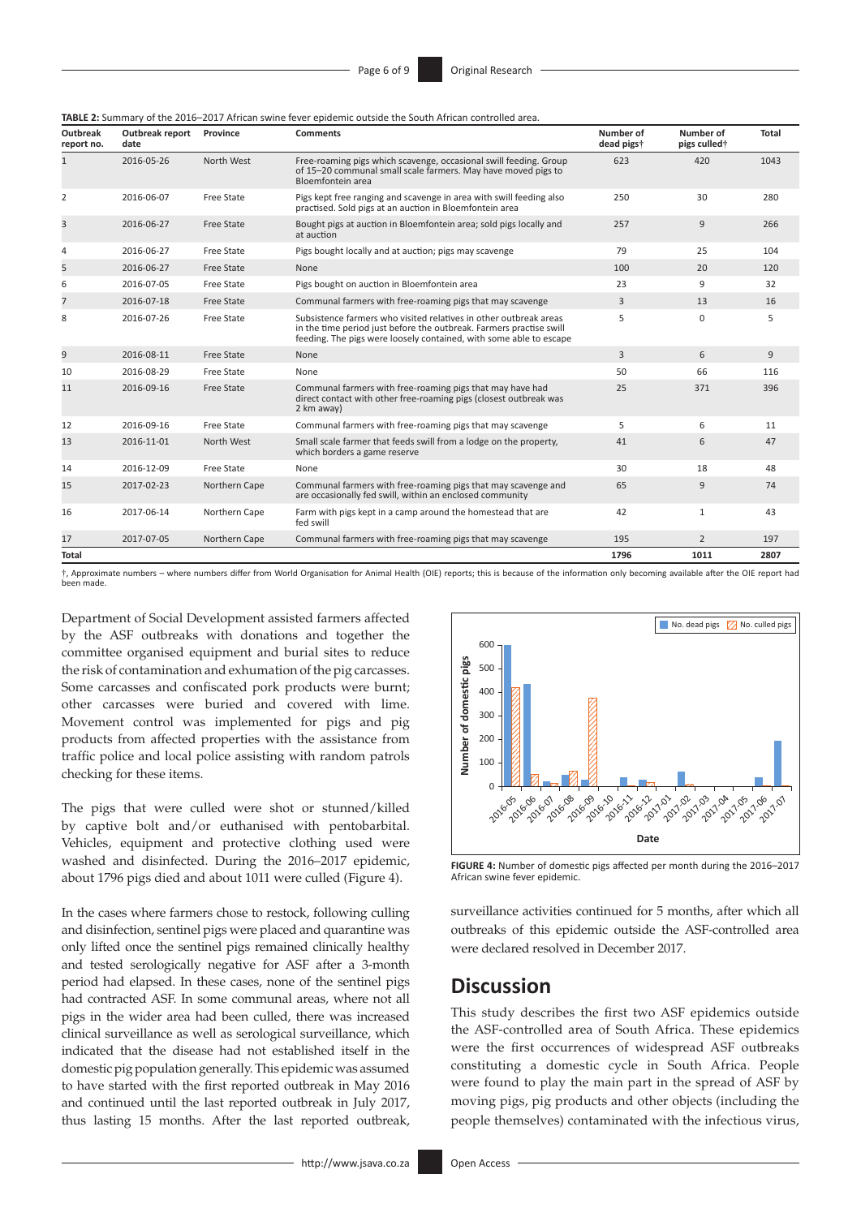**TABLE 2:** Summary of the 2016–2017 African swine fever epidemic outside the South African controlled area.

| Outbreak report no. | Outbreak report date | Province | Comments | Number of dead pigs† | Number of pigs culled† | Total |
|---|---|---|---|---|---|---|
| 1 | 2016-05-26 | North West | Free-roaming pigs which scavenge, occasional swill feeding. Group of 15–20 communal small scale farmers. May have moved pigs to Bloemfontein area | 623 | 420 | 1043 |
| 2 | 2016-06-07 | Free State | Pigs kept free ranging and scavenge in area with swill feeding also practised. Sold pigs at an auction in Bloemfontein area | 250 | 30 | 280 |
| 3 | 2016-06-27 | Free State | Bought pigs at auction in Bloemfontein area; sold pigs locally and at auction | 257 | 9 | 266 |
| 4 | 2016-06-27 | Free State | Pigs bought locally and at auction; pigs may scavenge | 79 | 25 | 104 |
| 5 | 2016-06-27 | Free State | None | 100 | 20 | 120 |
| 6 | 2016-07-05 | Free State | Pigs bought on auction in Bloemfontein area | 23 | 9 | 32 |
| 7 | 2016-07-18 | Free State | Communal farmers with free-roaming pigs that may scavenge | 3 | 13 | 16 |
| 8 | 2016-07-26 | Free State | Subsistence farmers who visited relatives in other outbreak areas in the time period just before the outbreak. Farmers practise swill feeding. The pigs were loosely contained, with some able to escape | 5 | 0 | 5 |
| 9 | 2016-08-11 | Free State | None | 3 | 6 | 9 |
| 10 | 2016-08-29 | Free State | None | 50 | 66 | 116 |
| 11 | 2016-09-16 | Free State | Communal farmers with free-roaming pigs that may have had direct contact with other free-roaming pigs (closest outbreak was 2 km away) | 25 | 371 | 396 |
| 12 | 2016-09-16 | Free State | Communal farmers with free-roaming pigs that may scavenge | 5 | 6 | 11 |
| 13 | 2016-11-01 | North West | Small scale farmer that feeds swill from a lodge on the property, which borders a game reserve | 41 | 6 | 47 |
| 14 | 2016-12-09 | Free State | None | 30 | 18 | 48 |
| 15 | 2017-02-23 | Northern Cape | Communal farmers with free-roaming pigs that may scavenge and are occasionally fed swill, within an enclosed community | 65 | 9 | 74 |
| 16 | 2017-06-14 | Northern Cape | Farm with pigs kept in a camp around the homestead that are fed swill | 42 | 1 | 43 |
| 17 | 2017-07-05 | Northern Cape | Communal farmers with free-roaming pigs that may scavenge | 195 | 2 | 197 |
| **Total** | | | | **1796** | **1011** | **2807** |

†, Approximate numbers – where numbers differ from World Organisation for Animal Health (OIE) reports; this is because of the information only becoming available after the OIE report had been made.

Department of Social Development assisted farmers affected by the ASF outbreaks with donations and together the committee organised equipment and burial sites to reduce the risk of contamination and exhumation of the pig carcasses. Some carcasses and confiscated pork products were burnt; other carcasses were buried and covered with lime. Movement control was implemented for pigs and pig products from affected properties with the assistance from traffic police and local police assisting with random patrols checking for these items.

The pigs that were culled were shot or stunned/killed by captive bolt and/or euthanised with pentobarbital. Vehicles, equipment and protective clothing used were washed and disinfected. During the 2016–2017 epidemic, about 1796 pigs died and about 1011 were culled (Figure 4).

In the cases where farmers chose to restock, following culling and disinfection, sentinel pigs were placed and quarantine was only lifted once the sentinel pigs remained clinically healthy and tested serologically negative for ASF after a 3-month period had elapsed. In these cases, none of the sentinel pigs had contracted ASF. In some communal areas, where not all pigs in the wider area had been culled, there was increased clinical surveillance as well as serological surveillance, which indicated that the disease had not established itself in the domestic pig population generally. This epidemic was assumed to have started with the first reported outbreak in May 2016 and continued until the last reported outbreak in July 2017, thus lasting 15 months. After the last reported outbreak, surveillance activities continued for 5 months, after which all outbreaks of this epidemic outside the ASF-controlled area were declared resolved in December 2017.

**FIGURE 4:** Number of domestic pigs affected per month during the 2016–2017 African swine fever epidemic.

## Discussion

This study describes the first two ASF epidemics outside the ASF-controlled area of South Africa. These epidemics were the first occurrences of widespread ASF outbreaks constituting a domestic cycle in South Africa. People were found to play the main part in the spread of ASF by moving pigs, pig products and other objects (including the people themselves) contaminated with the infectious virus,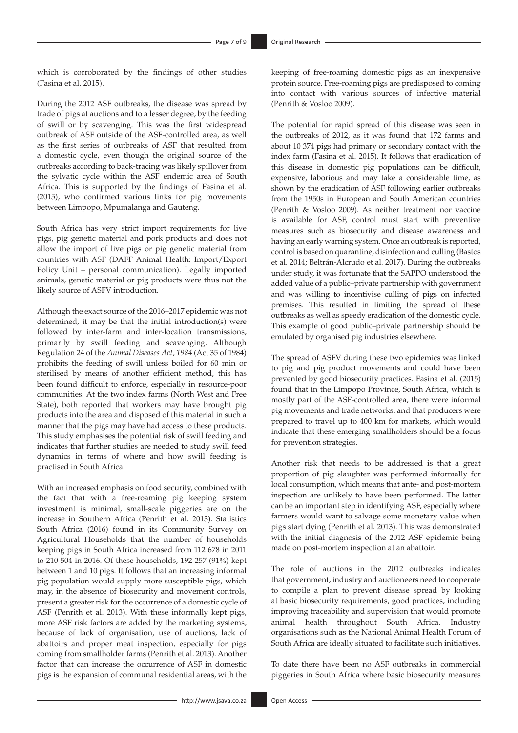which is corroborated by the findings of other studies (Fasina et al. 2015).

During the 2012 ASF outbreaks, the disease was spread by trade of pigs at auctions and to a lesser degree, by the feeding of swill or by scavenging. This was the first widespread outbreak of ASF outside of the ASF-controlled area, as well as the first series of outbreaks of ASF that resulted from a domestic cycle, even though the original source of the outbreaks according to back-tracing was likely spillover from the sylvatic cycle within the ASF endemic area of South Africa. This is supported by the findings of Fasina et al. (2015), who confirmed various links for pig movements between Limpopo, Mpumalanga and Gauteng.

South Africa has very strict import requirements for live pigs, pig genetic material and pork products and does not allow the import of live pigs or pig genetic material from countries with ASF (DAFF Animal Health: Import/Export Policy Unit – personal communication). Legally imported animals, genetic material or pig products were thus not the likely source of ASFV introduction.

Although the exact source of the 2016–2017 epidemic was not determined, it may be that the initial introduction(s) were followed by inter-farm and inter-location transmissions, primarily by swill feeding and scavenging. Although Regulation 24 of the *Animal Diseases Act, 1984* (Act 35 of 1984) prohibits the feeding of swill unless boiled for 60 min or sterilised by means of another efficient method, this has been found difficult to enforce, especially in resource-poor communities. At the two index farms (North West and Free State), both reported that workers may have brought pig products into the area and disposed of this material in such a manner that the pigs may have had access to these products. This study emphasises the potential risk of swill feeding and indicates that further studies are needed to study swill feed dynamics in terms of where and how swill feeding is practised in South Africa.

With an increased emphasis on food security, combined with the fact that with a free-roaming pig keeping system investment is minimal, small-scale piggeries are on the increase in Southern Africa (Penrith et al. 2013). Statistics South Africa (2016) found in its Community Survey on Agricultural Households that the number of households keeping pigs in South Africa increased from 112 678 in 2011 to 210 504 in 2016. Of these households, 192 257 (91%) kept between 1 and 10 pigs. It follows that an increasing informal pig population would supply more susceptible pigs, which may, in the absence of biosecurity and movement controls, present a greater risk for the occurrence of a domestic cycle of ASF (Penrith et al. 2013). With these informally kept pigs, more ASF risk factors are added by the marketing systems, because of lack of organisation, use of auctions, lack of abattoirs and proper meat inspection, especially for pigs coming from smallholder farms (Penrith et al. 2013). Another factor that can increase the occurrence of ASF in domestic pigs is the expansion of communal residential areas, with the keeping of free-roaming domestic pigs as an inexpensive protein source. Free-roaming pigs are predisposed to coming into contact with various sources of infective material (Penrith & Vosloo 2009).

The potential for rapid spread of this disease was seen in the outbreaks of 2012, as it was found that 172 farms and about 10 374 pigs had primary or secondary contact with the index farm (Fasina et al. 2015). It follows that eradication of this disease in domestic pig populations can be difficult, expensive, laborious and may take a considerable time, as shown by the eradication of ASF following earlier outbreaks from the 1950s in European and South American countries (Penrith & Vosloo 2009). As neither treatment nor vaccine is available for ASF, control must start with preventive measures such as biosecurity and disease awareness and having an early warning system. Once an outbreak is reported, control is based on quarantine, disinfection and culling (Bastos et al. 2014; Beltrán-Alcrudo et al. 2017). During the outbreaks under study, it was fortunate that the SAPPO understood the added value of a public–private partnership with government and was willing to incentivise culling of pigs on infected premises. This resulted in limiting the spread of these outbreaks as well as speedy eradication of the domestic cycle. This example of good public–private partnership should be emulated by organised pig industries elsewhere.

The spread of ASFV during these two epidemics was linked to pig and pig product movements and could have been prevented by good biosecurity practices. Fasina et al. (2015) found that in the Limpopo Province, South Africa, which is mostly part of the ASF-controlled area, there were informal pig movements and trade networks, and that producers were prepared to travel up to 400 km for markets, which would indicate that these emerging smallholders should be a focus for prevention strategies.

Another risk that needs to be addressed is that a great proportion of pig slaughter was performed informally for local consumption, which means that ante- and post-mortem inspection are unlikely to have been performed. The latter can be an important step in identifying ASF, especially where farmers would want to salvage some monetary value when pigs start dying (Penrith et al. 2013). This was demonstrated with the initial diagnosis of the 2012 ASF epidemic being made on post-mortem inspection at an abattoir.

The role of auctions in the 2012 outbreaks indicates that government, industry and auctioneers need to cooperate to compile a plan to prevent disease spread by looking at basic biosecurity requirements, good practices, including improving traceability and supervision that would promote animal health throughout South Africa. Industry organisations such as the National Animal Health Forum of South Africa are ideally situated to facilitate such initiatives.

To date there have been no ASF outbreaks in commercial piggeries in South Africa where basic biosecurity measures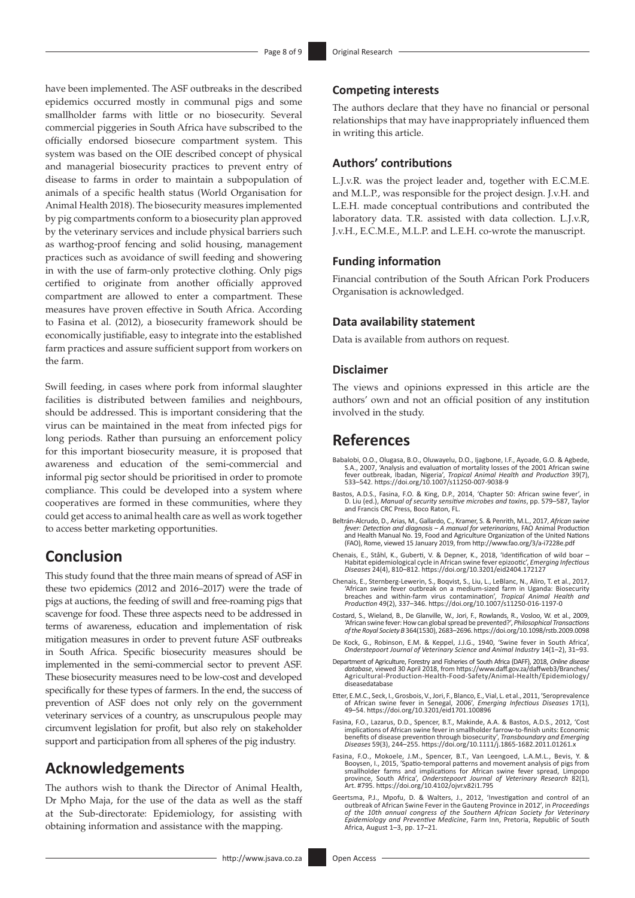have been implemented. The ASF outbreaks in the described epidemics occurred mostly in communal pigs and some smallholder farms with little or no biosecurity. Several commercial piggeries in South Africa have subscribed to the officially endorsed biosecure compartment system. This system was based on the OIE described concept of physical and managerial biosecurity practices to prevent entry of disease to farms in order to maintain a subpopulation of animals of a specific health status (World Organisation for Animal Health 2018). The biosecurity measures implemented by pig compartments conform to a biosecurity plan approved by the veterinary services and include physical barriers such as warthog-proof fencing and solid housing, management practices such as avoidance of swill feeding and showering in with the use of farm-only protective clothing. Only pigs certified to originate from another officially approved compartment are allowed to enter a compartment. These measures have proven effective in South Africa. According to Fasina et al. (2012), a biosecurity framework should be economically justifiable, easy to integrate into the established farm practices and assure sufficient support from workers on the farm.

Swill feeding, in cases where pork from informal slaughter facilities is distributed between families and neighbours, should be addressed. This is important considering that the virus can be maintained in the meat from infected pigs for long periods. Rather than pursuing an enforcement policy for this important biosecurity measure, it is proposed that awareness and education of the semi-commercial and informal pig sector should be prioritised in order to promote compliance. This could be developed into a system where cooperatives are formed in these communities, where they could get access to animal health care as well as work together to access better marketing opportunities.

## Conclusion

This study found that the three main means of spread of ASF in these two epidemics (2012 and 2016–2017) were the trade of pigs at auctions, the feeding of swill and free-roaming pigs that scavenge for food. These three aspects need to be addressed in terms of awareness, education and implementation of risk mitigation measures in order to prevent future ASF outbreaks in South Africa. Specific biosecurity measures should be implemented in the semi-commercial sector to prevent ASF. These biosecurity measures need to be low-cost and developed specifically for these types of farmers. In the end, the success of prevention of ASF does not only rely on the government veterinary services of a country, as unscrupulous people may circumvent legislation for profit, but also rely on stakeholder support and participation from all spheres of the pig industry.

## Acknowledgements

The authors wish to thank the Director of Animal Health, Dr Mpho Maja, for the use of the data as well as the staff at the Sub-directorate: Epidemiology, for assisting with obtaining information and assistance with the mapping.

### Competing interests

The authors declare that they have no financial or personal relationships that may have inappropriately influenced them in writing this article.

### Authors' contributions

L.J.v.R. was the project leader and, together with E.C.M.E. and M.L.P., was responsible for the project design. J.v.H. and L.E.H. made conceptual contributions and contributed the laboratory data. T.R. assisted with data collection. L.J.v.R, J.v.H., E.C.M.E., M.L.P. and L.E.H. co-wrote the manuscript.

### Funding information

Financial contribution of the South African Pork Producers Organisation is acknowledged.

### Data availability statement

Data is available from authors on request.

### Disclaimer

The views and opinions expressed in this article are the authors' own and not an official position of any institution involved in the study.

## References

Babalobi, O.O., Olugasa, B.O., Oluwayelu, D.O., Ijagbone, I.F., Ayoade, G.O. & Agbede, S.A., 2007, 'Analysis and evaluation of mortality losses of the 2001 African swine fever outbreak, Ibadan, Nigeria', *Tropical Animal Health and Production* 39(7), 533–542. https://doi.org/10.1007/s11250-007-9038-9

Bastos, A.D.S., Fasina, F.O. & King, D.P., 2014, 'Chapter 50: African swine fever', in D. Liu (ed.), *Manual of security sensitive microbes and toxins*, pp. 579–587, Taylor and Francis CRC Press, Boco Raton, FL.

Beltrán-Alcrudo, D., Arias, M., Gallardo, C., Kramer, S. & Penrith, M.L., 2017, *African swine fever: Detection and diagnosis – A manual for veterinarians*, FAO Animal Production and Health Manual No. 19, Food and Agriculture Organization of the United Nations (FAO), Rome, viewed 15 January 2019, from http://www.fao.org/3/a-i7228e.pdf

Chenais, E., Ståhl, K., Guberti, V. & Depner, K., 2018, 'Identification of wild boar – Habitat epidemiological cycle in African swine fever epizootic', *Emerging Infectious Diseases* 24(4), 810–812. https://doi.org/10.3201/eid2404.172127

Chenais, E., Sternberg-Lewerin, S., Boqvist, S., Liu, L., LeBlanc, N., Aliro, T. et al., 2017, 'African swine fever outbreak on a medium-sized farm in Uganda: Biosecurity breaches and within-farm virus contamination', *Tropical Animal Health and Production* 49(2), 337–346. https://doi.org/10.1007/s11250-016-1197-0

Costard, S., Wieland, B., De Glanville, W., Jori, F., Rowlands, R., Vosloo, W. et al., 2009, 'African swine fever: How can global spread be prevented?', *Philosophical Transactions of the Royal Society B* 364(1530), 2683–2696. https://doi.org/10.1098/rstb.2009.0098

De Kock, G., Robinson, E.M. & Keppel, J.J.G., 1940, 'Swine fever in South Africa', *Onderstepoort Journal of Veterinary Science and Animal Industry* 14(1–2), 31–93.

Department of Agriculture, Forestry and Fisheries of South Africa (DAFF), 2018, *Online disease database*, viewed 30 April 2018, from https://www.daff.gov.za/daffweb3/Branches/Agricultural-Production-Health-Food-Safety/Animal-Health/Epidemiology/diseasedatabase

Etter, E.M.C., Seck, I., Grosbois, V., Jori, F., Blanco, E., Vial, L. et al., 2011, 'Seroprevalence of African swine fever in Senegal, 2006', *Emerging Infectious Diseases* 17(1), 49–54. https://doi.org/10.3201/eid1701.100896

Fasina, F.O., Lazarus, D.D., Spencer, B.T., Makinde, A.A. & Bastos, A.D.S., 2012, 'Cost implications of African swine fever in smallholder farrow-to-finish units: Economic benefits of disease prevention through biosecurity', *Transboundary and Emerging Diseases* 59(3), 244–255. https://doi.org/10.1111/j.1865-1682.2011.01261.x

Fasina, F.O., Mokoele, J.M., Spencer, B.T., Van Leengoed, L.A.M.L., Bevis, Y. & Booysen, I., 2015, 'Spatio-temporal patterns and movement analysis of pigs from smallholder farms and implications for African swine fever spread, Limpopo province, South Africa', *Onderstepoort Journal of Veterinary Research* 82(1), Art. #795. https://doi.org/10.4102/ojvr.v82i1.795

Geertsma, P.J., Mpofu, D. & Walters, J., 2012, 'Investigation and control of an outbreak of African Swine Fever in the Gauteng Province in 2012', in *Proceedings of the 10th annual congress of the Southern African Society for Veterinary Epidemiology and Preventive Medicine*, Farm Inn, Pretoria, Republic of South Africa, August 1–3, pp. 17–21.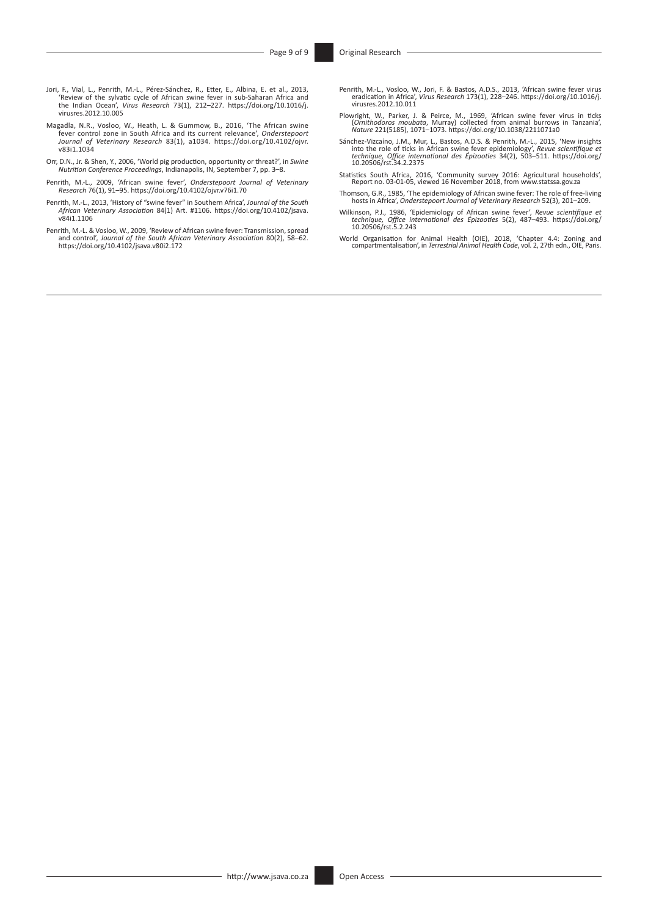Jori, F., Vial, L., Penrith, M.-L., Pérez-Sánchez, R., Etter, E., Albina, E. et al., 2013, 'Review of the sylvatic cycle of African swine fever in sub-Saharan Africa and the Indian Ocean', *Virus Research* 73(1), 212–227. https://doi.org/10.1016/j.virusres.2012.10.005

Magadla, N.R., Vosloo, W., Heath, L. & Gummow, B., 2016, 'The African swine fever control zone in South Africa and its current relevance', *Onderstepoort Journal of Veterinary Research* 83(1), a1034. https://doi.org/10.4102/ojvr.v83i1.1034

Orr, D.N., Jr. & Shen, Y., 2006, 'World pig production, opportunity or threat?', in *Swine Nutrition Conference Proceedings*, Indianapolis, IN, September 7, pp. 3–8.

Penrith, M.-L., 2009, 'African swine fever', *Onderstepoort Journal of Veterinary Research* 76(1), 91–95. https://doi.org/10.4102/ojvr.v76i1.70

Penrith, M.-L., 2013, 'History of "swine fever" in Southern Africa', *Journal of the South African Veterinary Association* 84(1) Art. #1106. https://doi.org/10.4102/jsava.v84i1.1106

Penrith, M.-L. & Vosloo, W., 2009, 'Review of African swine fever: Transmission, spread and control', *Journal of the South African Veterinary Association* 80(2), 58–62. https://doi.org/10.4102/jsava.v80i2.172

Penrith, M.-L., Vosloo, W., Jori, F. & Bastos, A.D.S., 2013, 'African swine fever virus eradication in Africa', *Virus Research* 173(1), 228–246. https://doi.org/10.1016/j.virusres.2012.10.011

Plowright, W., Parker, J. & Peirce, M., 1969, 'African swine fever virus in ticks (*Ornithodoros moubata*, Murray) collected from animal burrows in Tanzania', *Nature* 221(5185), 1071–1073. https://doi.org/10.1038/2211071a0

Sánchez-Vizcaíno, J.M., Mur, L., Bastos, A.D.S. & Penrith, M.-L., 2015, 'New insights into the role of ticks in African swine fever epidemiology', *Revue scientifique et technique, Office international des Épizooties* 34(2), 503–511. https://doi.org/10.20506/rst.34.2.2375

Statistics South Africa, 2016, 'Community survey 2016: Agricultural households', Report no. 03-01-05, viewed 16 November 2018, from www.statssa.gov.za

Thomson, G.R., 1985, 'The epidemiology of African swine fever: The role of free-living hosts in Africa', *Onderstepoort Journal of Veterinary Research* 52(3), 201–209.

Wilkinson, P.J., 1986, 'Epidemiology of African swine fever', *Revue scientifique et technique, Office international des Épizooties* 5(2), 487–493. https://doi.org/10.20506/rst.5.2.243

World Organisation for Animal Health (OIE), 2018, 'Chapter 4.4: Zoning and compartmentalisation', in *Terrestrial Animal Health Code*, vol. 2, 27th edn., OIE, Paris.